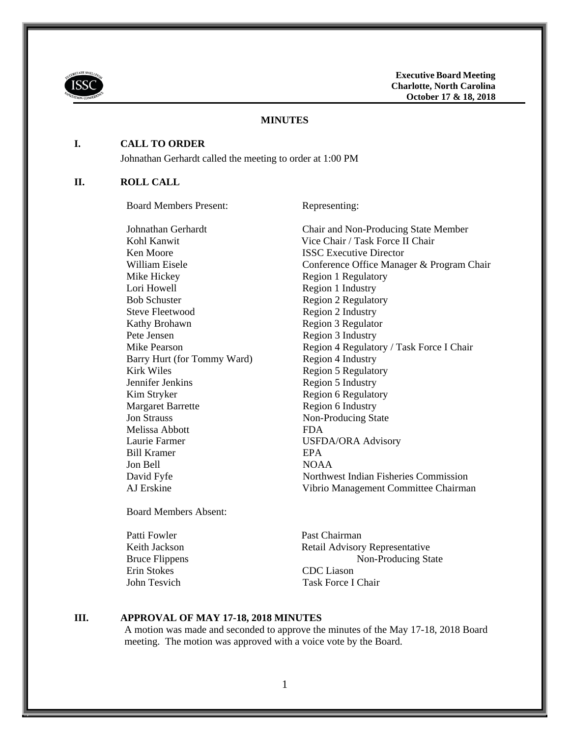**Executive Board Meeting**
**Charlotte, North Carolina**
**October 17 & 18, 2018**

## MINUTES

### I. CALL TO ORDER

Johnathan Gerhardt called the meeting to order at 1:00 PM

### II. ROLL CALL

| Board Members Present: | Representing: |
|---|---|
| Johnathan Gerhardt | Chair and Non-Producing State Member |
| Kohl Kanwit | Vice Chair / Task Force II Chair |
| Ken Moore | ISSC Executive Director |
| William Eisele | Conference Office Manager & Program Chair |
| Mike Hickey | Region 1 Regulatory |
| Lori Howell | Region 1 Industry |
| Bob Schuster | Region 2 Regulatory |
| Steve Fleetwood | Region 2 Industry |
| Kathy Brohawn | Region 3 Regulator |
| Pete Jensen | Region 3 Industry |
| Mike Pearson | Region 4 Regulatory / Task Force I Chair |
| Barry Hurt (for Tommy Ward) | Region 4 Industry |
| Kirk Wiles | Region 5 Regulatory |
| Jennifer Jenkins | Region 5 Industry |
| Kim Stryker | Region 6 Regulatory |
| Margaret Barrette | Region 6 Industry |
| Jon Strauss | Non-Producing State |
| Melissa Abbott | FDA |
| Laurie Farmer | USFDA/ORA Advisory |
| Bill Kramer | EPA |
| Jon Bell | NOAA |
| David Fyfe | Northwest Indian Fisheries Commission |
| AJ Erskine | Vibrio Management Committee Chairman |

| Board Members Absent: | |
|---|---|
| Patti Fowler | Past Chairman |
| Keith Jackson | Retail Advisory Representative |
| Bruce Flippens | Non-Producing State |
| Erin Stokes | CDC Liason |
| John Tesvich | Task Force I Chair |

### III. APPROVAL OF MAY 17-18, 2018 MINUTES

A motion was made and seconded to approve the minutes of the May 17-18, 2018 Board meeting. The motion was approved with a voice vote by the Board.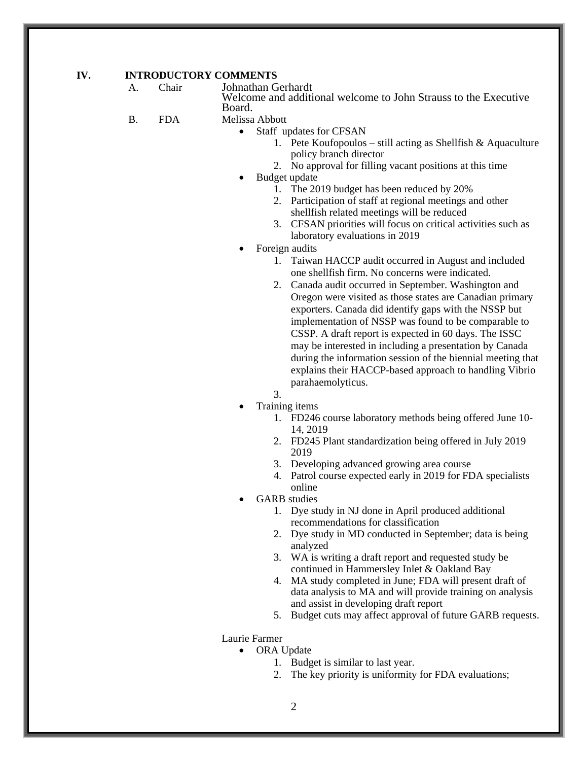## IV. INTRODUCTORY COMMENTS

A. Chair — Johnathan Gerhardt

Welcome and additional welcome to John Strauss to the Executive Board.

B. FDA — Melissa Abbott

- Staff updates for CFSAN
  1. Pete Koufopoulos – still acting as Shellfish & Aquaculture policy branch director
  2. No approval for filling vacant positions at this time
- Budget update
  1. The 2019 budget has been reduced by 20%
  2. Participation of staff at regional meetings and other shellfish related meetings will be reduced
  3. CFSAN priorities will focus on critical activities such as laboratory evaluations in 2019
- Foreign audits
  1. Taiwan HACCP audit occurred in August and included one shellfish firm. No concerns were indicated.
  2. Canada audit occurred in September. Washington and Oregon were visited as those states are Canadian primary exporters. Canada did identify gaps with the NSSP but implementation of NSSP was found to be comparable to CSSP. A draft report is expected in 60 days. The ISSC may be interested in including a presentation by Canada during the information session of the biennial meeting that explains their HACCP-based approach to handling Vibrio parahaemolyticus.
  3.
- Training items
  1. FD246 course laboratory methods being offered June 10-14, 2019
  2. FD245 Plant standardization being offered in July 2019 2019
  3. Developing advanced growing area course
  4. Patrol course expected early in 2019 for FDA specialists online
- GARB studies
  1. Dye study in NJ done in April produced additional recommendations for classification
  2. Dye study in MD conducted in September; data is being analyzed
  3. WA is writing a draft report and requested study be continued in Hammersley Inlet & Oakland Bay
  4. MA study completed in June; FDA will present draft of data analysis to MA and will provide training on analysis and assist in developing draft report
  5. Budget cuts may affect approval of future GARB requests.

Laurie Farmer

- ORA Update
  1. Budget is similar to last year.
  2. The key priority is uniformity for FDA evaluations;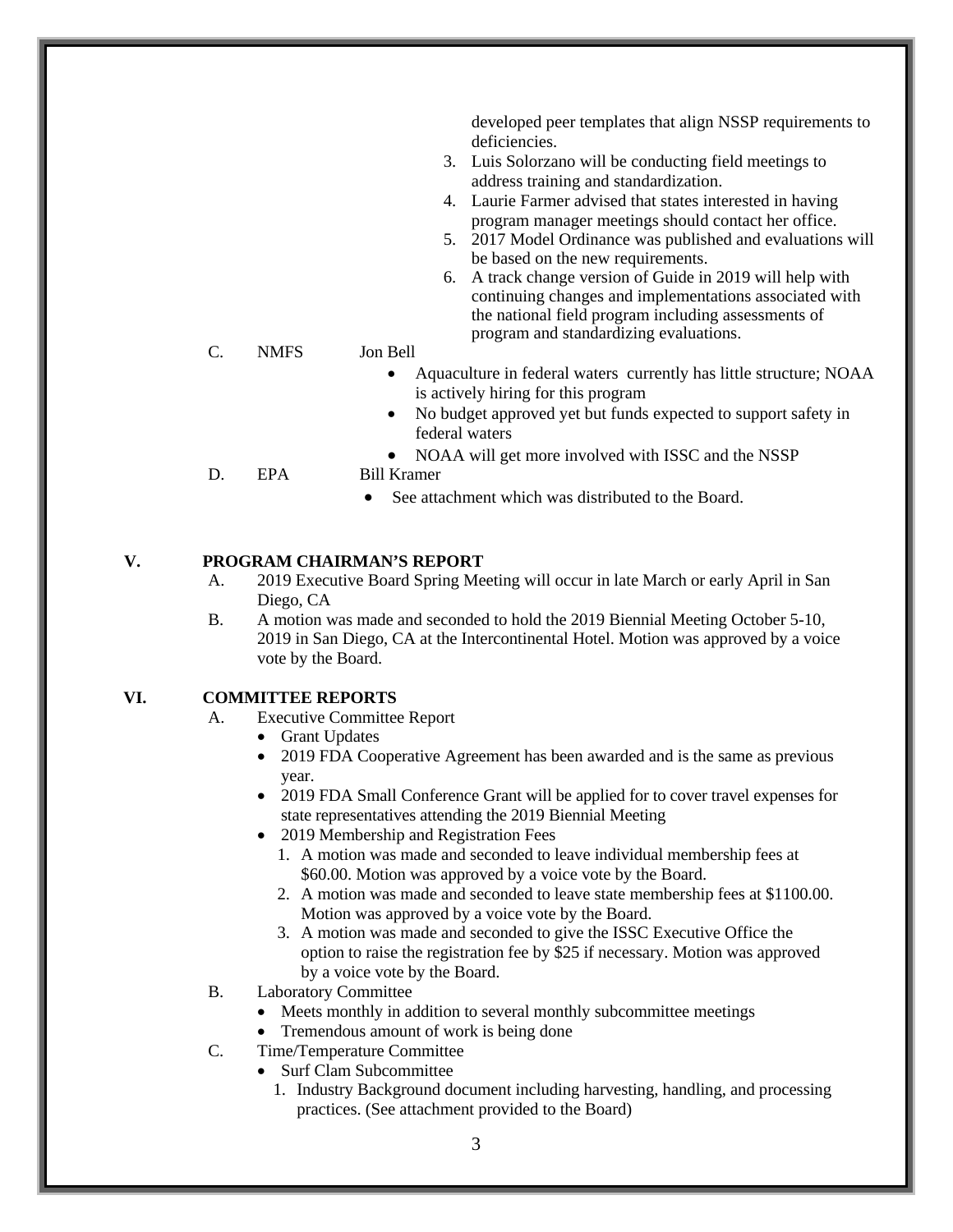developed peer templates that align NSSP requirements to deficiencies.

3. Luis Solorzano will be conducting field meetings to address training and standardization.
4. Laurie Farmer advised that states interested in having program manager meetings should contact her office.
5. 2017 Model Ordinance was published and evaluations will be based on the new requirements.
6. A track change version of Guide in 2019 will help with continuing changes and implementations associated with the national field program including assessments of program and standardizing evaluations.

C. NMFS Jon Bell

- Aquaculture in federal waters currently has little structure; NOAA is actively hiring for this program
- No budget approved yet but funds expected to support safety in federal waters
- NOAA will get more involved with ISSC and the NSSP

D. EPA Bill Kramer

- See attachment which was distributed to the Board.

## V. PROGRAM CHAIRMAN'S REPORT

A. 2019 Executive Board Spring Meeting will occur in late March or early April in San Diego, CA

B. A motion was made and seconded to hold the 2019 Biennial Meeting October 5-10, 2019 in San Diego, CA at the Intercontinental Hotel. Motion was approved by a voice vote by the Board.

## VI. COMMITTEE REPORTS

A. Executive Committee Report

- Grant Updates
- 2019 FDA Cooperative Agreement has been awarded and is the same as previous year.
- 2019 FDA Small Conference Grant will be applied for to cover travel expenses for state representatives attending the 2019 Biennial Meeting
- 2019 Membership and Registration Fees
  1. A motion was made and seconded to leave individual membership fees at \$60.00. Motion was approved by a voice vote by the Board.
  2. A motion was made and seconded to leave state membership fees at \$1100.00. Motion was approved by a voice vote by the Board.
  3. A motion was made and seconded to give the ISSC Executive Office the option to raise the registration fee by \$25 if necessary. Motion was approved by a voice vote by the Board.

B. Laboratory Committee

- Meets monthly in addition to several monthly subcommittee meetings
- Tremendous amount of work is being done

C. Time/Temperature Committee

- Surf Clam Subcommittee
  1. Industry Background document including harvesting, handling, and processing practices. (See attachment provided to the Board)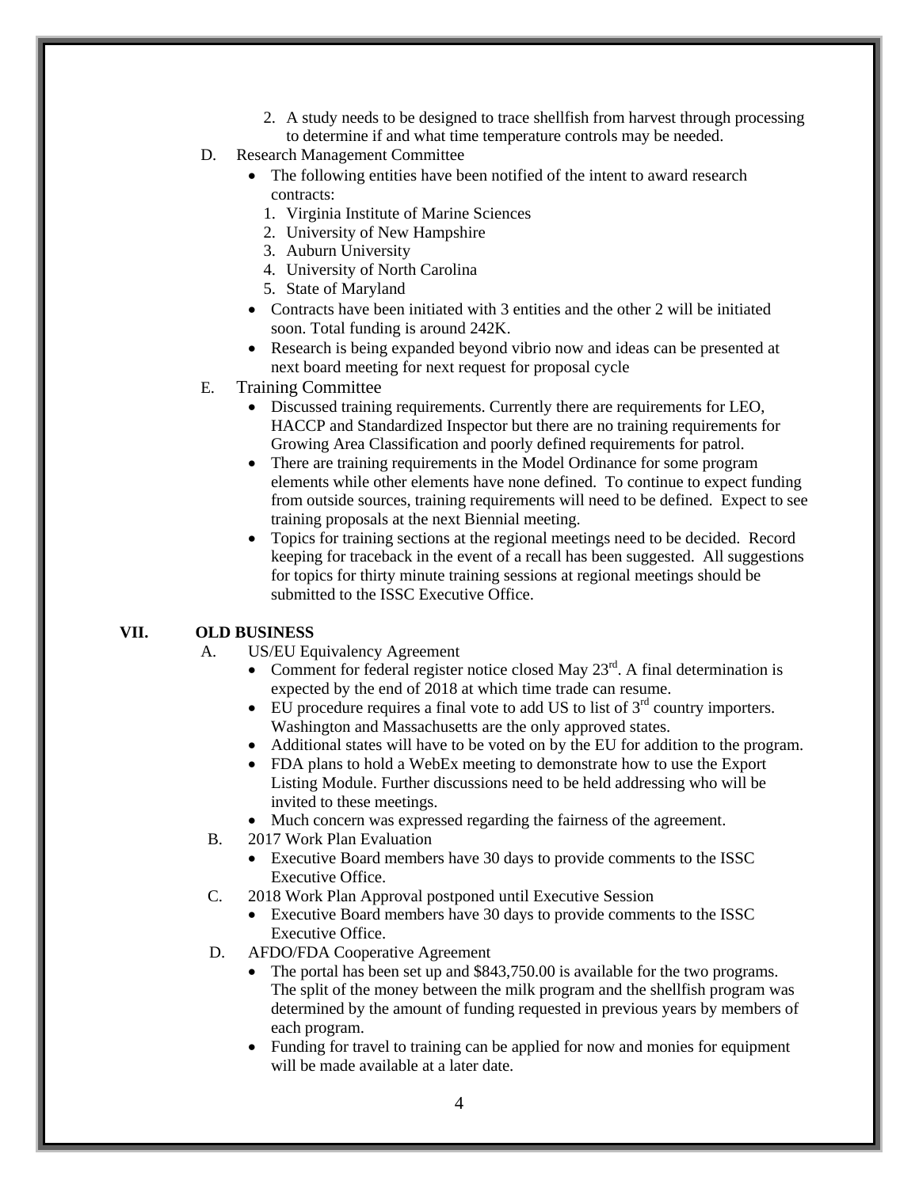2. A study needs to be designed to trace shellfish from harvest through processing to determine if and what time temperature controls may be needed.

D. Research Management Committee

- The following entities have been notified of the intent to award research contracts:
  1. Virginia Institute of Marine Sciences
  2. University of New Hampshire
  3. Auburn University
  4. University of North Carolina
  5. State of Maryland
- Contracts have been initiated with 3 entities and the other 2 will be initiated soon. Total funding is around 242K.
- Research is being expanded beyond vibrio now and ideas can be presented at next board meeting for next request for proposal cycle

E. Training Committee

- Discussed training requirements. Currently there are requirements for LEO, HACCP and Standardized Inspector but there are no training requirements for Growing Area Classification and poorly defined requirements for patrol.
- There are training requirements in the Model Ordinance for some program elements while other elements have none defined. To continue to expect funding from outside sources, training requirements will need to be defined. Expect to see training proposals at the next Biennial meeting.
- Topics for training sections at the regional meetings need to be decided. Record keeping for traceback in the event of a recall has been suggested. All suggestions for topics for thirty minute training sessions at regional meetings should be submitted to the ISSC Executive Office.

## VII. OLD BUSINESS

A. US/EU Equivalency Agreement

- Comment for federal register notice closed May 23rd. A final determination is expected by the end of 2018 at which time trade can resume.
- EU procedure requires a final vote to add US to list of 3rd country importers. Washington and Massachusetts are the only approved states.
- Additional states will have to be voted on by the EU for addition to the program.
- FDA plans to hold a WebEx meeting to demonstrate how to use the Export Listing Module. Further discussions need to be held addressing who will be invited to these meetings.
- Much concern was expressed regarding the fairness of the agreement.

B. 2017 Work Plan Evaluation

- Executive Board members have 30 days to provide comments to the ISSC Executive Office.

C. 2018 Work Plan Approval postponed until Executive Session

- Executive Board members have 30 days to provide comments to the ISSC Executive Office.

D. AFDO/FDA Cooperative Agreement

- The portal has been set up and $843,750.00 is available for the two programs. The split of the money between the milk program and the shellfish program was determined by the amount of funding requested in previous years by members of each program.
- Funding for travel to training can be applied for now and monies for equipment will be made available at a later date.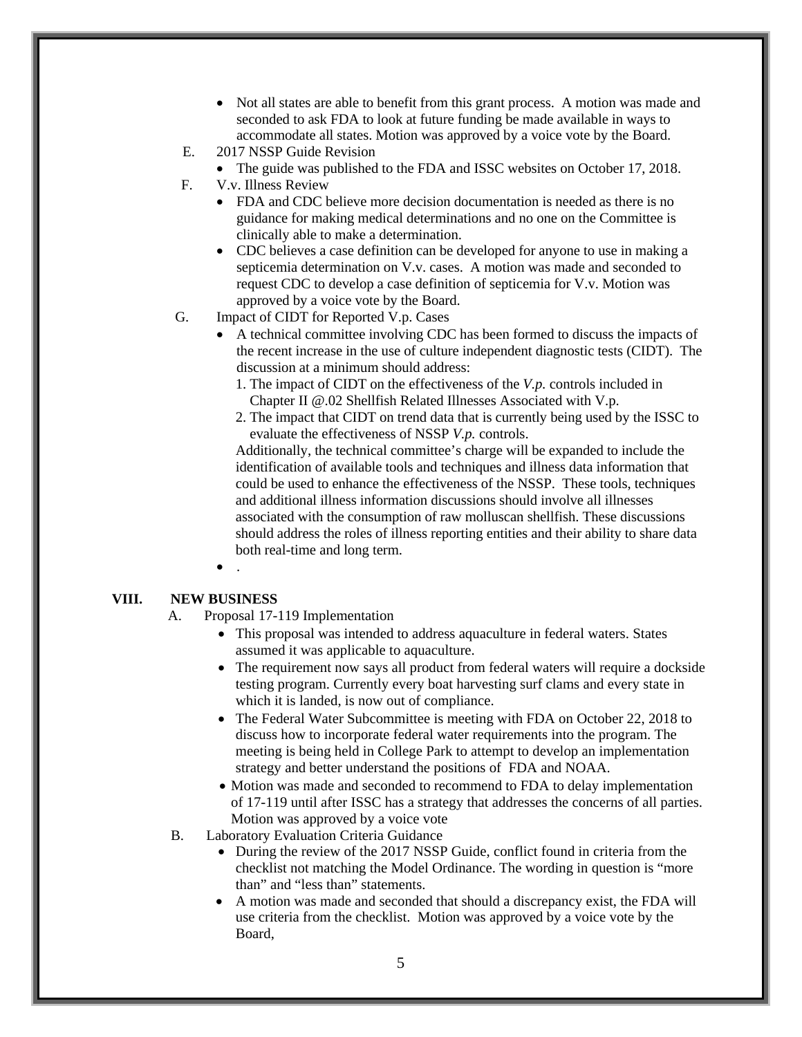- Not all states are able to benefit from this grant process. A motion was made and seconded to ask FDA to look at future funding be made available in ways to accommodate all states. Motion was approved by a voice vote by the Board.

E. 2017 NSSP Guide Revision

- The guide was published to the FDA and ISSC websites on October 17, 2018.

F. V.v. Illness Review

- FDA and CDC believe more decision documentation is needed as there is no guidance for making medical determinations and no one on the Committee is clinically able to make a determination.
- CDC believes a case definition can be developed for anyone to use in making a septicemia determination on V.v. cases. A motion was made and seconded to request CDC to develop a case definition of septicemia for V.v. Motion was approved by a voice vote by the Board.

G. Impact of CIDT for Reported V.p. Cases

- A technical committee involving CDC has been formed to discuss the impacts of the recent increase in the use of culture independent diagnostic tests (CIDT). The discussion at a minimum should address:
  1. The impact of CIDT on the effectiveness of the *V.p.* controls included in Chapter II @.02 Shellfish Related Illnesses Associated with V.p.
  2. The impact that CIDT on trend data that is currently being used by the ISSC to evaluate the effectiveness of NSSP *V.p.* controls.

  Additionally, the technical committee's charge will be expanded to include the identification of available tools and techniques and illness data information that could be used to enhance the effectiveness of the NSSP. These tools, techniques and additional illness information discussions should involve all illnesses associated with the consumption of raw molluscan shellfish. These discussions should address the roles of illness reporting entities and their ability to share data both real-time and long term.
- .

## VIII. NEW BUSINESS

A. Proposal 17-119 Implementation

- This proposal was intended to address aquaculture in federal waters. States assumed it was applicable to aquaculture.
- The requirement now says all product from federal waters will require a dockside testing program. Currently every boat harvesting surf clams and every state in which it is landed, is now out of compliance.
- The Federal Water Subcommittee is meeting with FDA on October 22, 2018 to discuss how to incorporate federal water requirements into the program. The meeting is being held in College Park to attempt to develop an implementation strategy and better understand the positions of FDA and NOAA.
- Motion was made and seconded to recommend to FDA to delay implementation of 17-119 until after ISSC has a strategy that addresses the concerns of all parties. Motion was approved by a voice vote

B. Laboratory Evaluation Criteria Guidance

- During the review of the 2017 NSSP Guide, conflict found in criteria from the checklist not matching the Model Ordinance. The wording in question is "more than" and "less than" statements.
- A motion was made and seconded that should a discrepancy exist, the FDA will use criteria from the checklist. Motion was approved by a voice vote by the Board,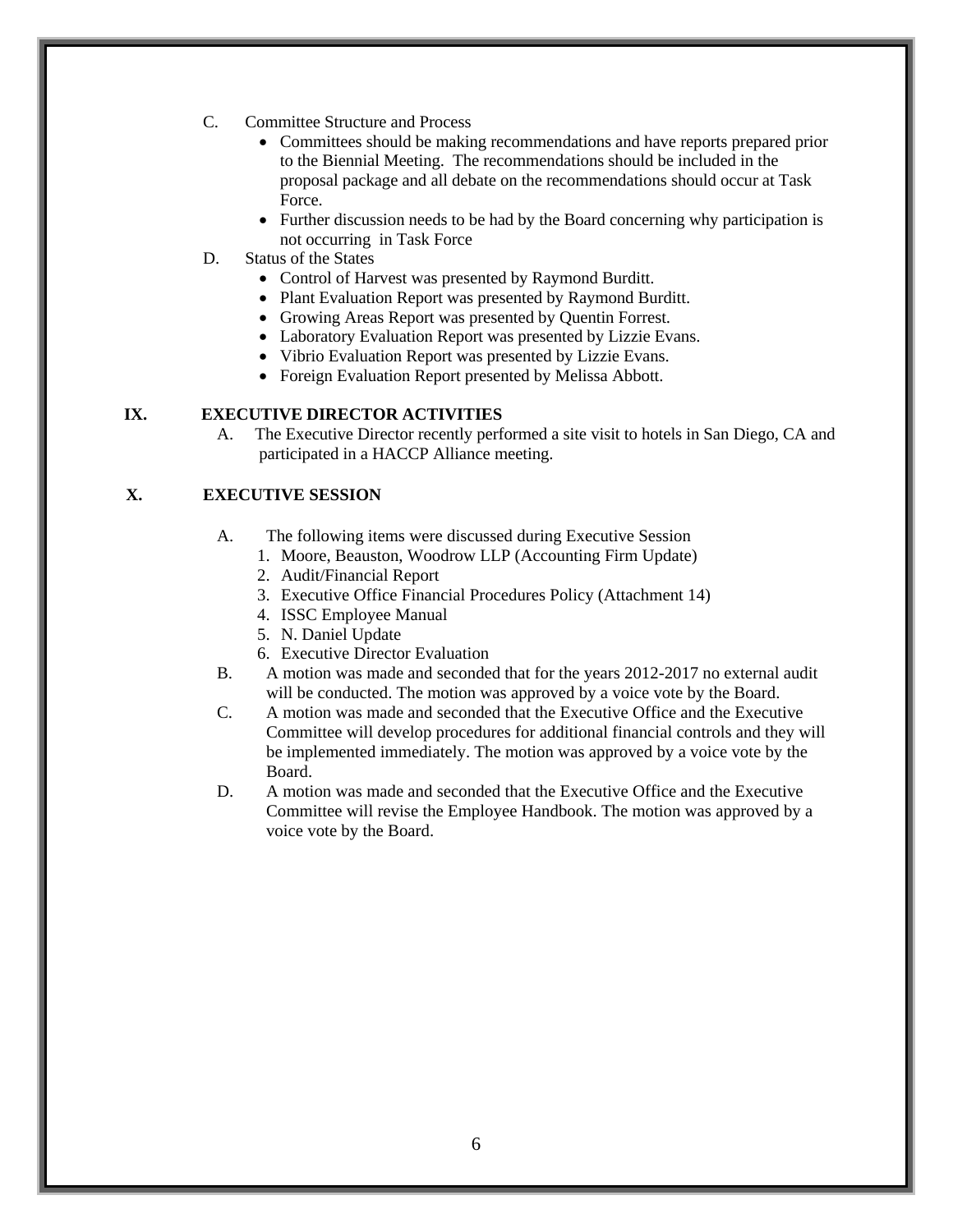C. Committee Structure and Process

- Committees should be making recommendations and have reports prepared prior to the Biennial Meeting. The recommendations should be included in the proposal package and all debate on the recommendations should occur at Task Force.
- Further discussion needs to be had by the Board concerning why participation is not occurring in Task Force

D. Status of the States

- Control of Harvest was presented by Raymond Burditt.
- Plant Evaluation Report was presented by Raymond Burditt.
- Growing Areas Report was presented by Quentin Forrest.
- Laboratory Evaluation Report was presented by Lizzie Evans.
- Vibrio Evaluation Report was presented by Lizzie Evans.
- Foreign Evaluation Report presented by Melissa Abbott.

## IX. EXECUTIVE DIRECTOR ACTIVITIES

A. The Executive Director recently performed a site visit to hotels in San Diego, CA and participated in a HACCP Alliance meeting.

## X. EXECUTIVE SESSION

A. The following items were discussed during Executive Session

1. Moore, Beauston, Woodrow LLP (Accounting Firm Update)
2. Audit/Financial Report
3. Executive Office Financial Procedures Policy (Attachment 14)
4. ISSC Employee Manual
5. N. Daniel Update
6. Executive Director Evaluation

B. A motion was made and seconded that for the years 2012-2017 no external audit will be conducted. The motion was approved by a voice vote by the Board.

C. A motion was made and seconded that the Executive Office and the Executive Committee will develop procedures for additional financial controls and they will be implemented immediately. The motion was approved by a voice vote by the Board.

D. A motion was made and seconded that the Executive Office and the Executive Committee will revise the Employee Handbook. The motion was approved by a voice vote by the Board.